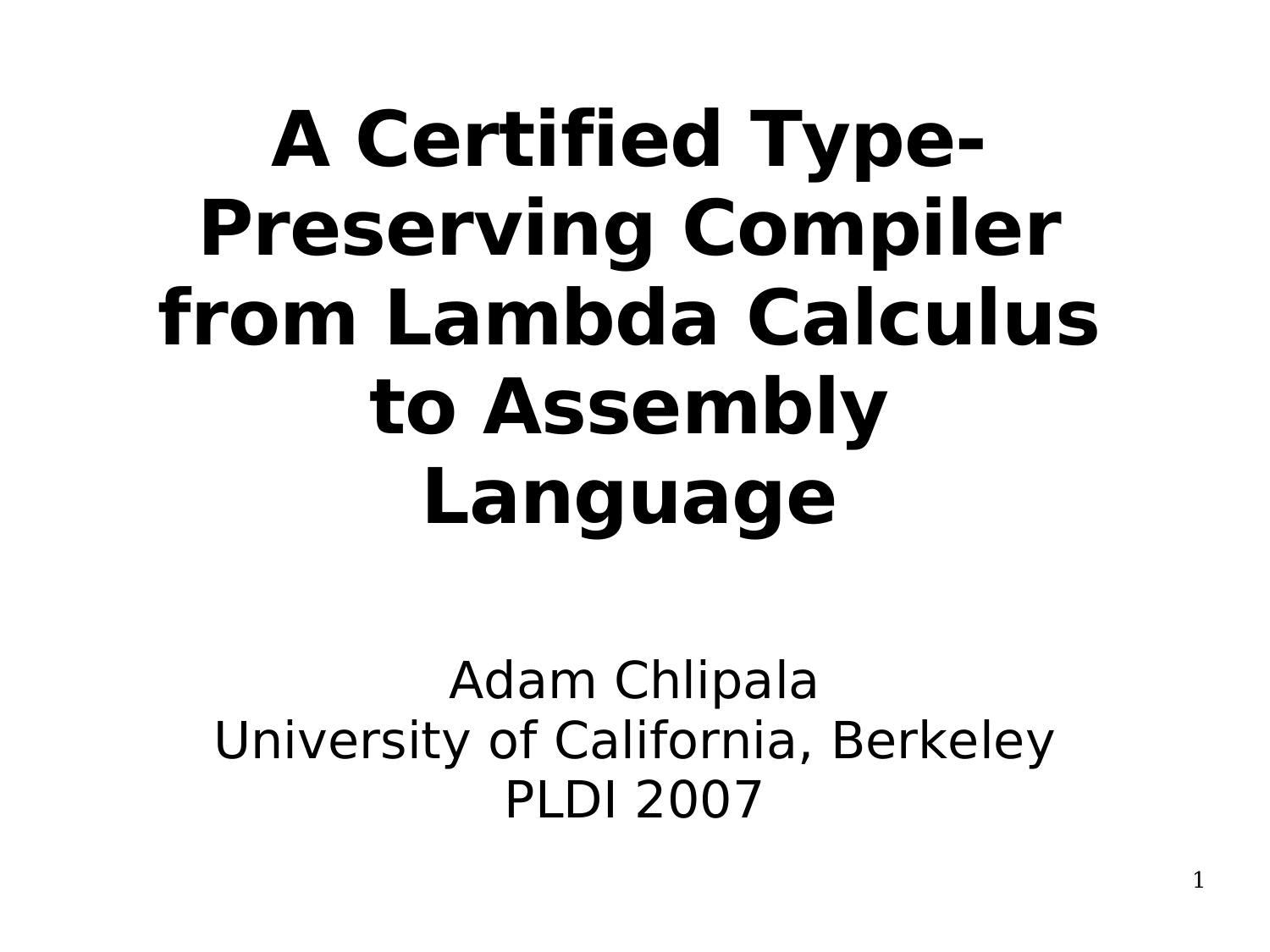# A Certified Type-Preserving Compiler from Lambda Calculus to Assembly Language

Adam Chlipala
University of California, Berkeley
PLDI 2007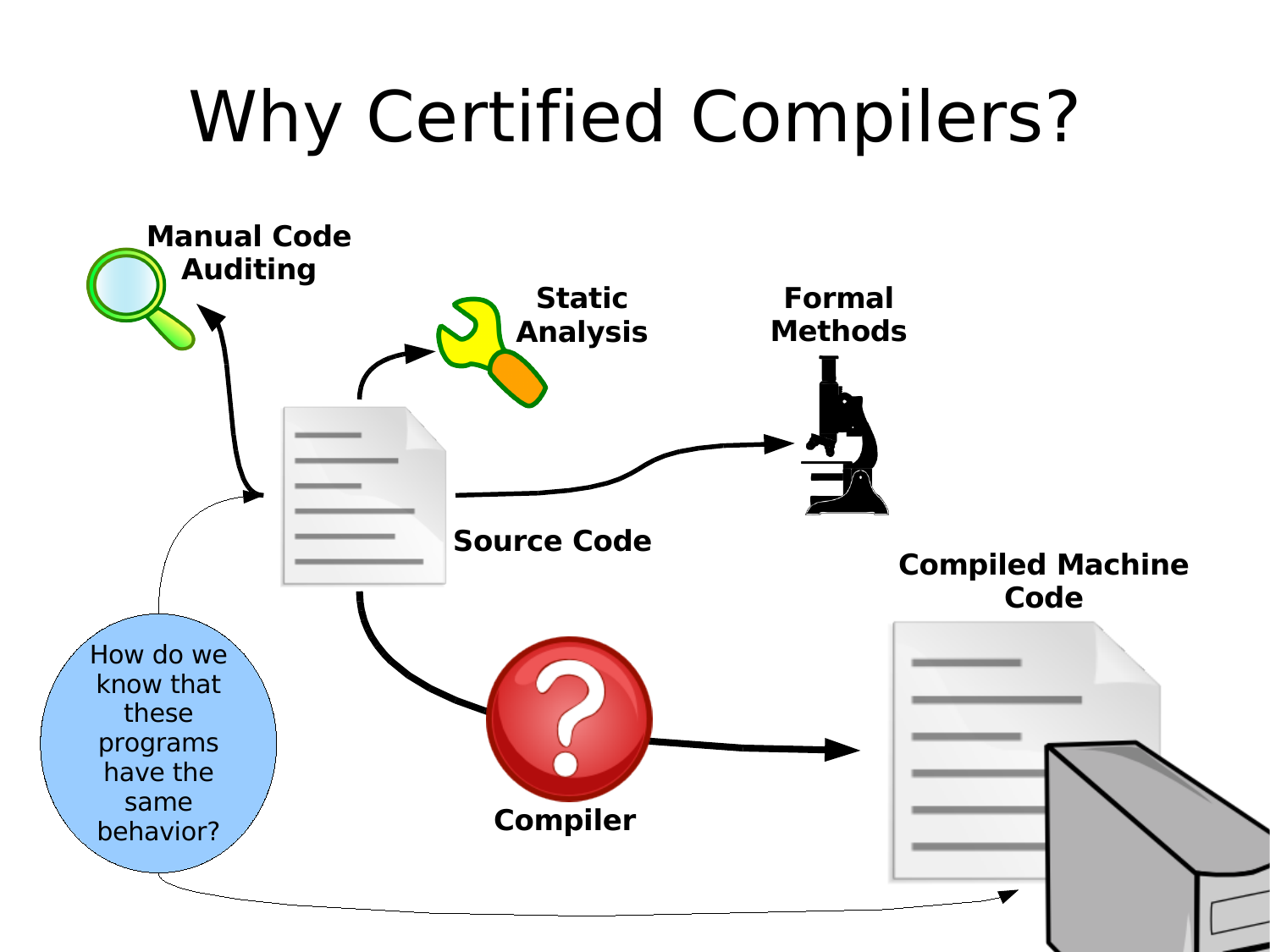# Why Certified Compilers?

Manual Code Auditing

Static Analysis

Formal Methods

Source Code

Compiled Machine Code

Compiler

How do we know that these programs have the same behavior?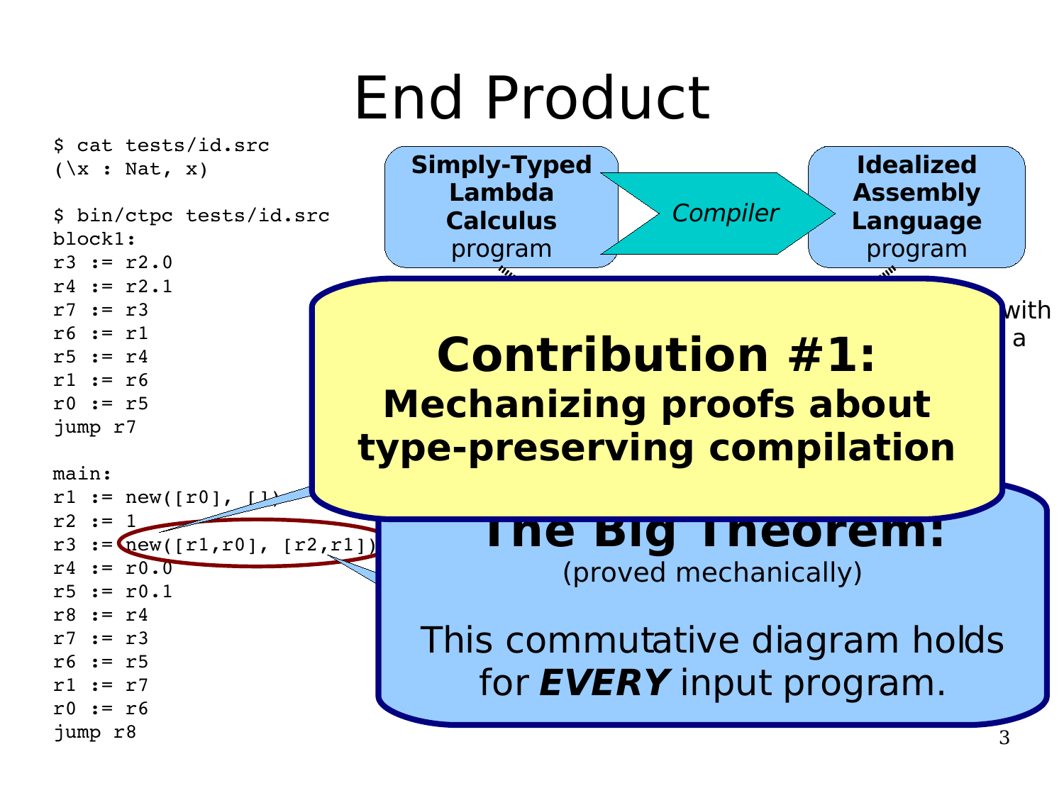# End Product

```
$ cat tests/id.src
(\x : Nat, x)

$ bin/ctpc tests/id.src
block1:
r3 := r2.0
r4 := r2.1
r7 := r3
r6 := r1
r5 := r4
r1 := r6
r0 := r5
jump r7

main:
r1 := new([r0], [])
r2 := 1
r3 := new([r1,r0], [r2,r1])
r4 := r0.0
r5 := r0.1
r8 := r4
r7 := r3
r6 := r5
r1 := r7
r0 := r6
jump r8
```

**Simply-Typed Lambda Calculus** program → *Compiler* → **Idealized Assembly Language** program

with a

**Contribution #1:**
**Mechanizing proofs about type-preserving compilation**

**The Big Theorem:**
(proved mechanically)

This commutative diagram holds for ***EVERY*** input program.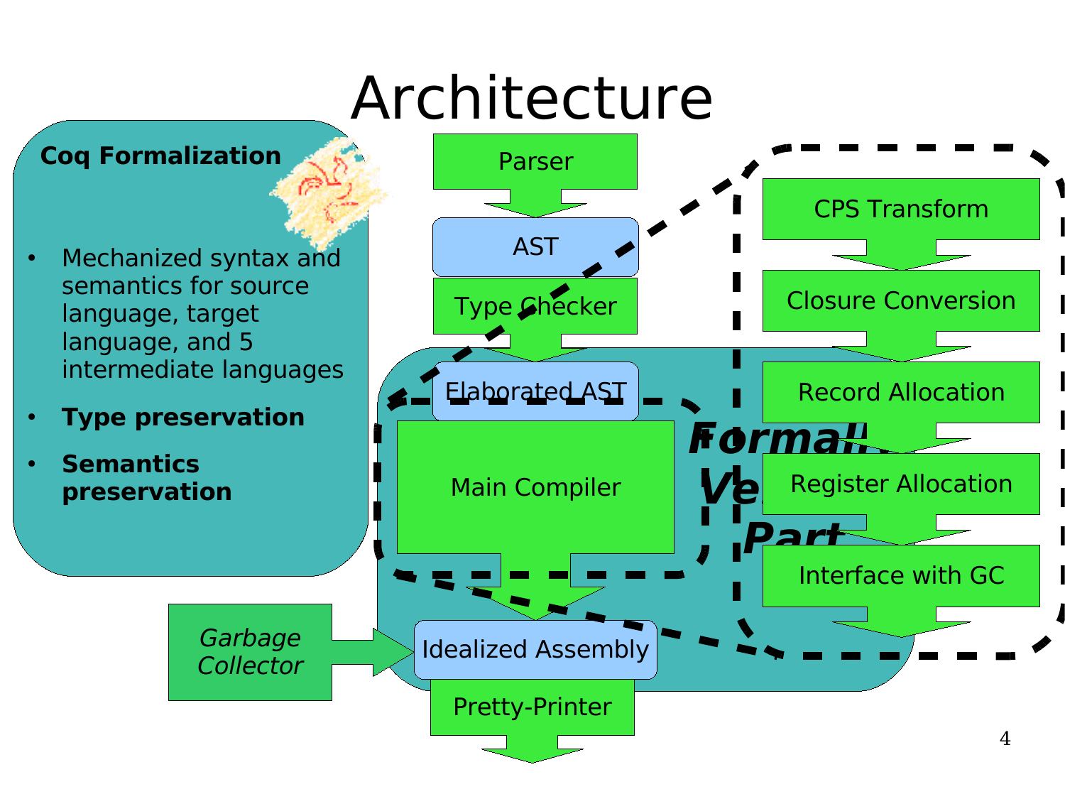# Architecture

**Coq Formalization**

- Mechanized syntax and semantics for source language, target language, and 5 intermediate languages
- **Type preservation**
- **Semantics preservation**

Parser

AST

Type Checker

Elaborated AST

Main Compiler

Idealized Assembly

Pretty-Printer

*Garbage Collector*

CPS Transform

Closure Conversion

Record Allocation

Register Allocation

Interface with GC

***Formally Verified Part***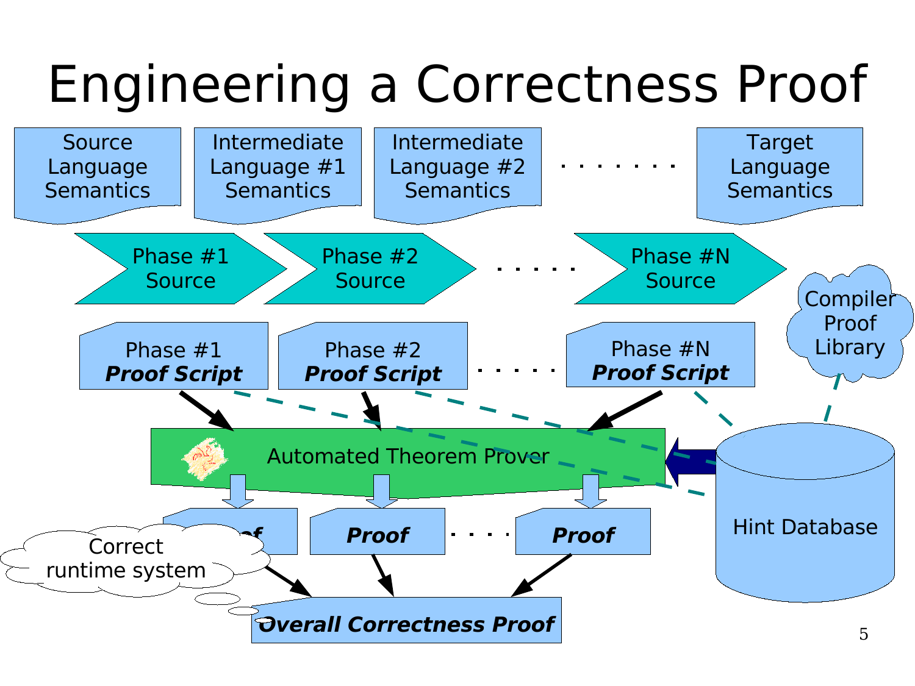# Engineering a Correctness Proof

Source Language Semantics

Intermediate Language #1 Semantics

Intermediate Language #2 Semantics

. . . . . . . .

Target Language Semantics

Phase #1 Source

Phase #2 Source

. . . . .

Phase #N Source

Compiler Proof Library

Phase #1 ***Proof Script***

Phase #2 ***Proof Script***

. . . . . .

Phase #N ***Proof Script***

Automated Theorem Prover

Hint Database

***Proof***

***Proof***

. . . . .

***Proof***

Correct runtime system

***Overall Correctness Proof***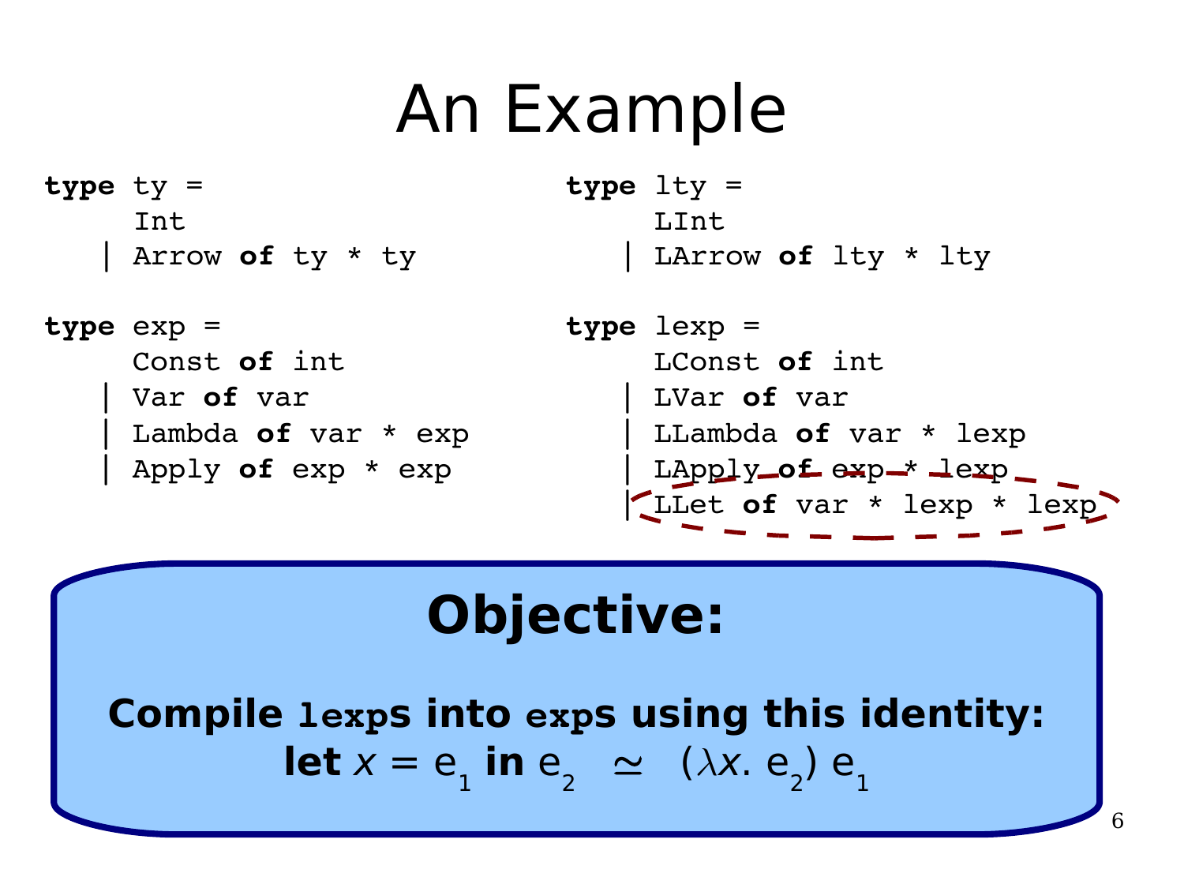# An Example

```
type ty =
    Int
  | Arrow of ty * ty

type exp =
    Const of int
  | Var of var
  | Lambda of var * exp
  | Apply of exp * exp
```

```
type lty =
    LInt
  | LArrow of lty * lty

type lexp =
    LConst of int
  | LVar of var
  | LLambda of var * lexp
  | LApply of exp * lexp
  | LLet of var * lexp * lexp
```

**Objective:**

**Compile `lexp`s into `exp`s using this identity:**

$$\textbf{let } x = e_1 \textbf{ in } e_2 \;\simeq\; (\lambda x.\, e_2)\, e_1$$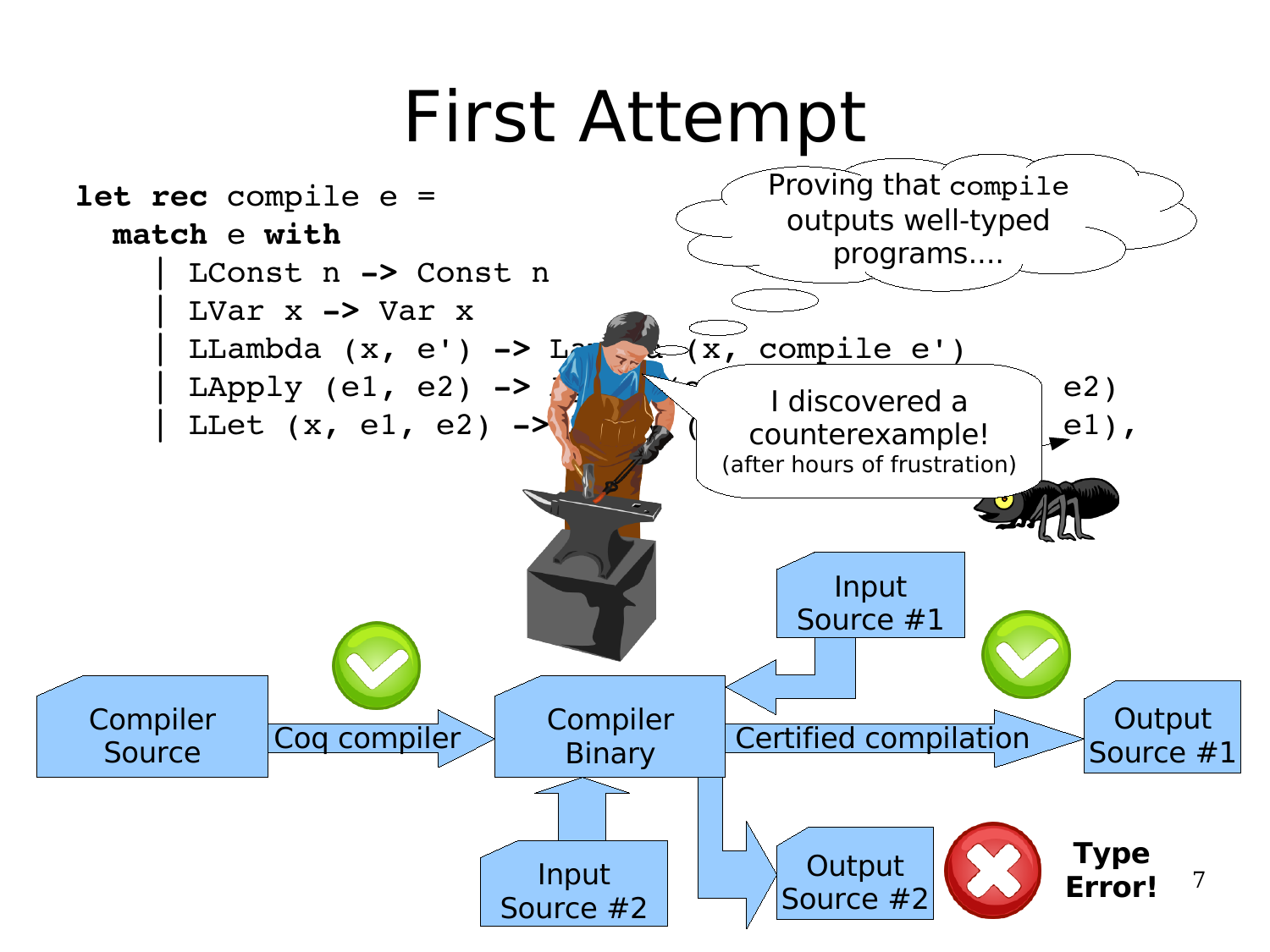# First Attempt

```
let rec compile e =
  match e with
    | LConst n -> Const n
    | LVar x -> Var x
    | LLambda (x, e') -> Lambda (x, compile e')
    | LApply (e1, e2) -> ...                          e2)
    | LLet (x, e1, e2) -> ...                         e1),
```

Proving that `compile` outputs well-typed programs....

I discovered a counterexample! (after hours of frustration)

Compiler Source → Coq compiler → Compiler Binary

Input Source #1 → Compiler Binary → Certified compilation → Output Source #1

Input Source #2 → Compiler Binary → Output Source #2 — **Type Error!**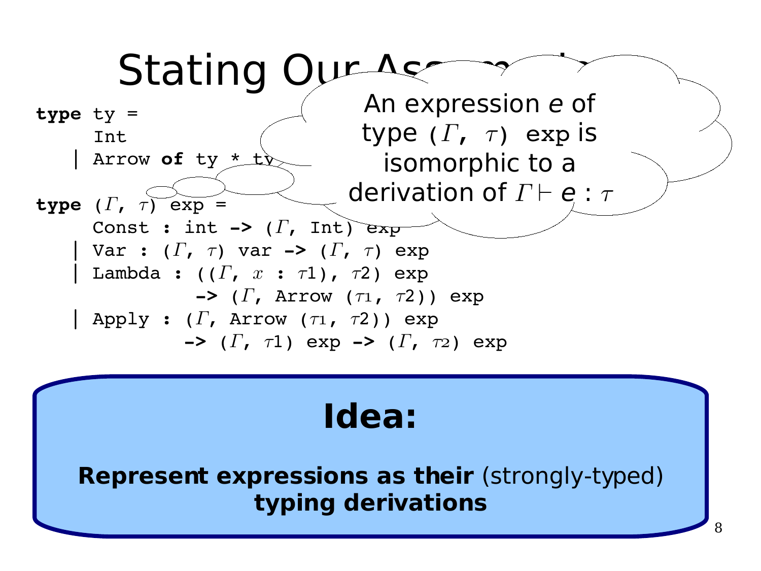# Stating Our Assumptions

```
type ty =
    Int
  | Arrow of ty * ty

type (Γ, τ) exp =
    Const : int -> (Γ, Int) exp
  | Var : (Γ, τ) var -> (Γ, τ) exp
  | Lambda : ((Γ, x : τ1), τ2) exp
             -> (Γ, Arrow (τ1, τ2)) exp
  | Apply : (Γ, Arrow (τ1, τ2)) exp
            -> (Γ, τ1) exp -> (Γ, τ2) exp
```

An expression *e* of type `(Γ, τ) exp` is isomorphic to a derivation of $\Gamma \vdash e : \tau$

**Idea:**

**Represent expressions as their** (strongly-typed) **typing derivations**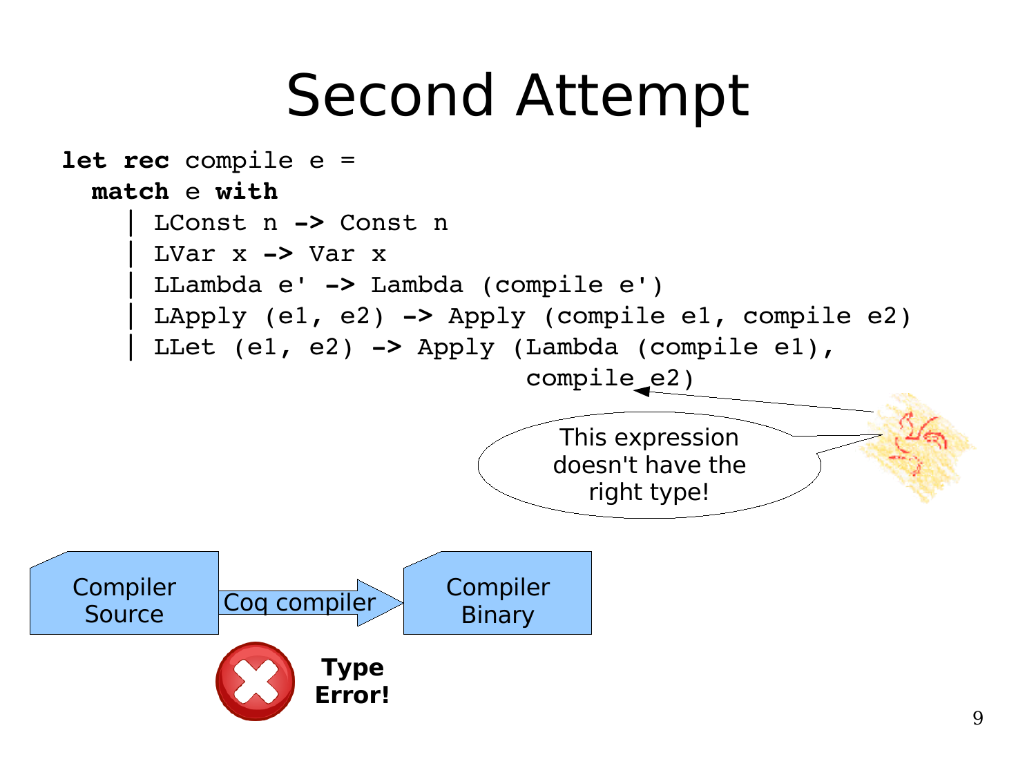# Second Attempt

```
let rec compile e =
  match e with
    | LConst n -> Const n
    | LVar x -> Var x
    | LLambda e' -> Lambda (compile e')
    | LApply (e1, e2) -> Apply (compile e1, compile e2)
    | LLet (e1, e2) -> Apply (Lambda (compile e1),
                                compile e2)
```

This expression doesn't have the right type!

Compiler Source → Coq compiler → Compiler Binary

**Type Error!**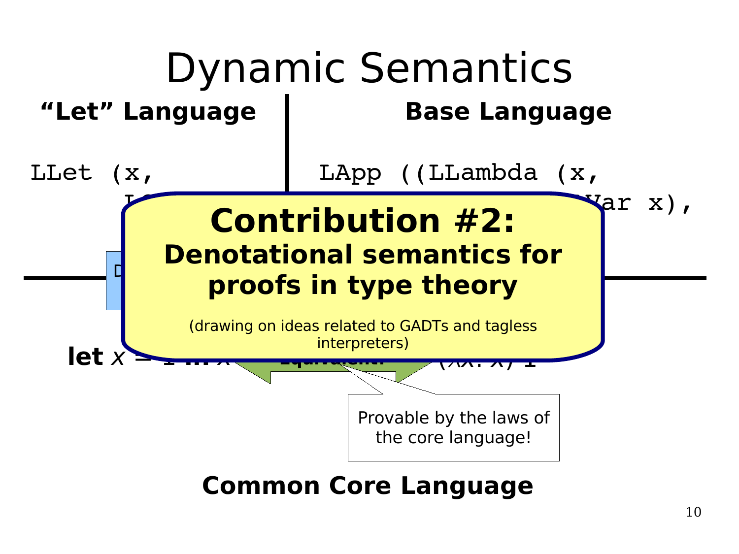# Dynamic Semantics

**"Let" Language** | **Base Language**

```
LLet (x,
```

```
LApp ((LLambda (x,
                 ...Var x),
```

## Contribution #2:

**Denotational semantics for proofs in type theory**

(drawing on ideas related to GADTs and tagless interpreters)

**let** $x$ = 1 **in** $x$ — **Equivalent!** — $(\lambda x.\ x)\ 1$

Provable by the laws of the core language!

**Common Core Language**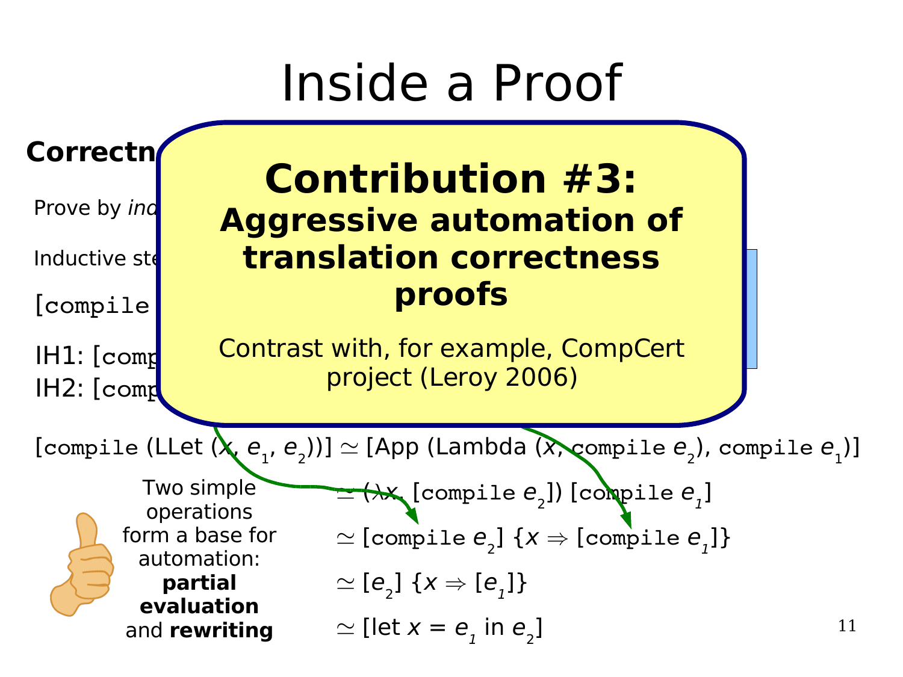# Inside a Proof

**Correctn**

Prove by *ind*

Inductive ste

[compile

IH1: [comp
IH2: [comp

**Contribution #3:**
**Aggressive automation of translation correctness proofs**

Contrast with, for example, CompCert project (Leroy 2006)

[compile (LLet ($x$, $e_1$, $e_2$))] $\simeq$ [App (Lambda ($x$, compile $e_2$), compile $e_1$)]

$\simeq$ ($\lambda x$. [compile $e_2$]) [compile $e_1$]

$\simeq$ [compile $e_2$] {$x \Rightarrow$ [compile $e_1$]}

$\simeq$ [$e_2$] {$x \Rightarrow$ [$e_1$]}

$\simeq$ [let $x$ = $e_1$ in $e_2$]

Two simple operations form a base for automation: **partial evaluation** and **rewriting**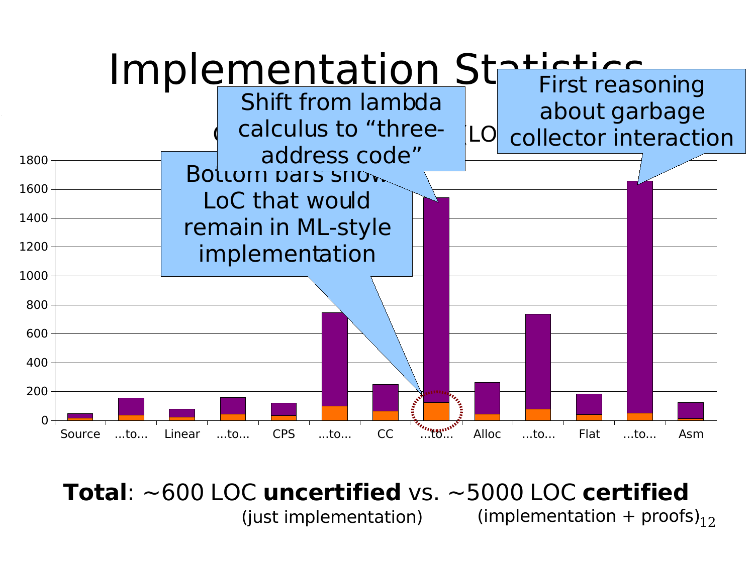# Implementation Statistics

C... (LO...

| | Source | ...to... | Linear | ...to... | CPS | ...to... | CC | ...to... | Alloc | ...to... | Flat | ...to... | Asm |
|---|---|---|---|---|---|---|---|---|---|---|---|---|---|
| Total (approx.) | 50 | 155 | 80 | 160 | 120 | 745 | 250 | 1540 | 265 | 735 | 185 | 1655 | 125 |
| Bottom bar (approx.) | 15 | 35 | 25 | 45 | 35 | 100 | 65 | 125 | 45 | 80 | 40 | 50 | 15 |

Shift from lambda calculus to "three-address code"

First reasoning about garbage collector interaction

Bottom bars show LoC that would remain in ML-style implementation

**Total**: ~600 LOC **uncertified** vs. ~5000 LOC **certified**

(just implementation) (implementation + proofs)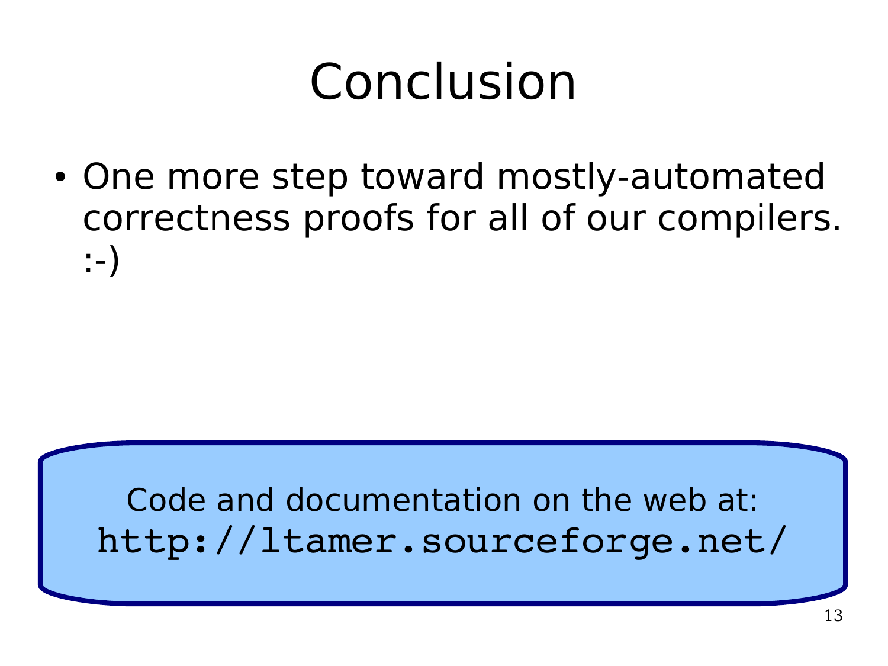# Conclusion

- One more step toward mostly-automated correctness proofs for all of our compilers. :-)

Code and documentation on the web at:
`http://ltamer.sourceforge.net/`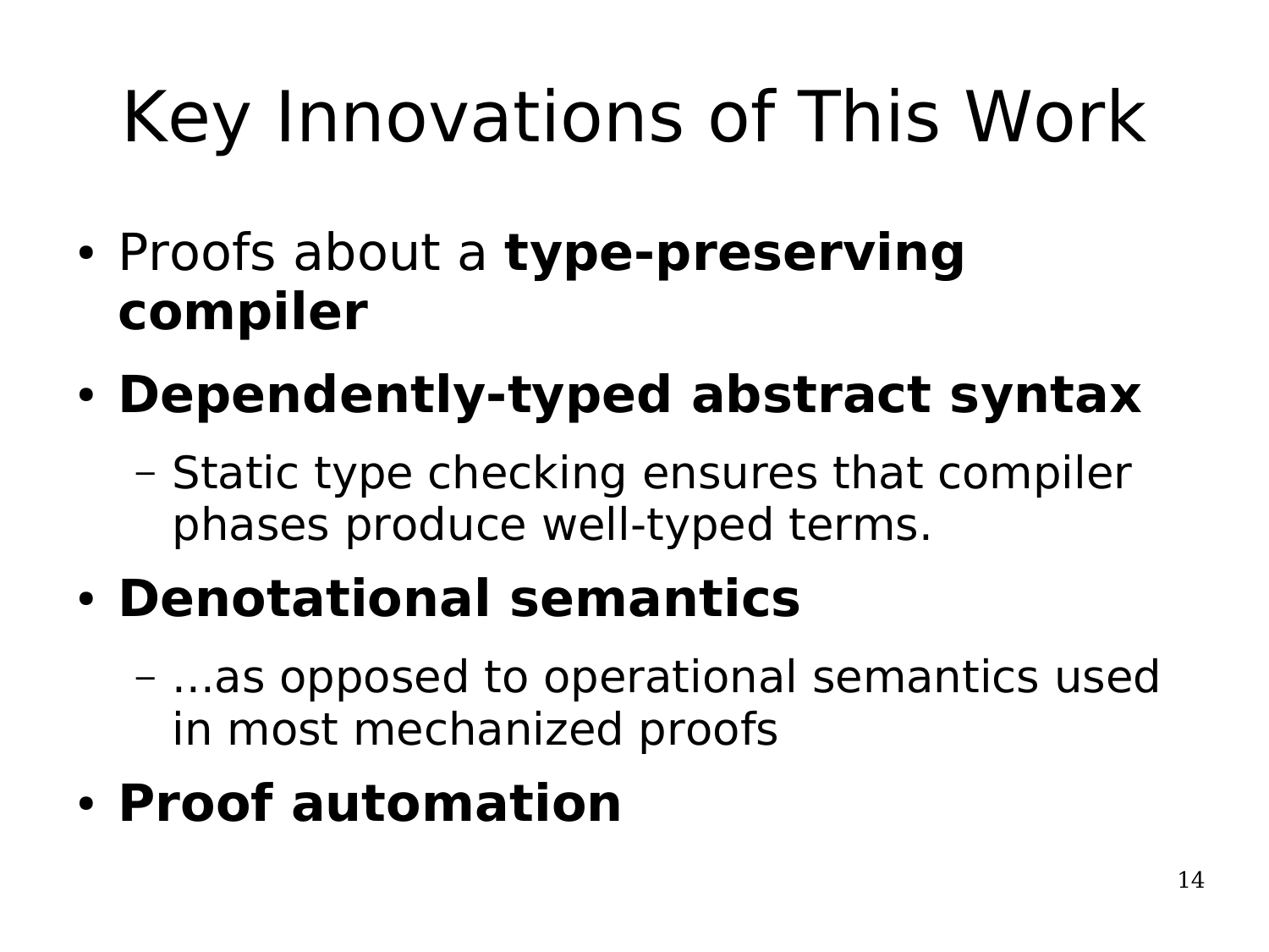# Key Innovations of This Work

- Proofs about a **type-preserving compiler**
- **Dependently-typed abstract syntax**
  - Static type checking ensures that compiler phases produce well-typed terms.
- **Denotational semantics**
  - ...as opposed to operational semantics used in most mechanized proofs
- **Proof automation**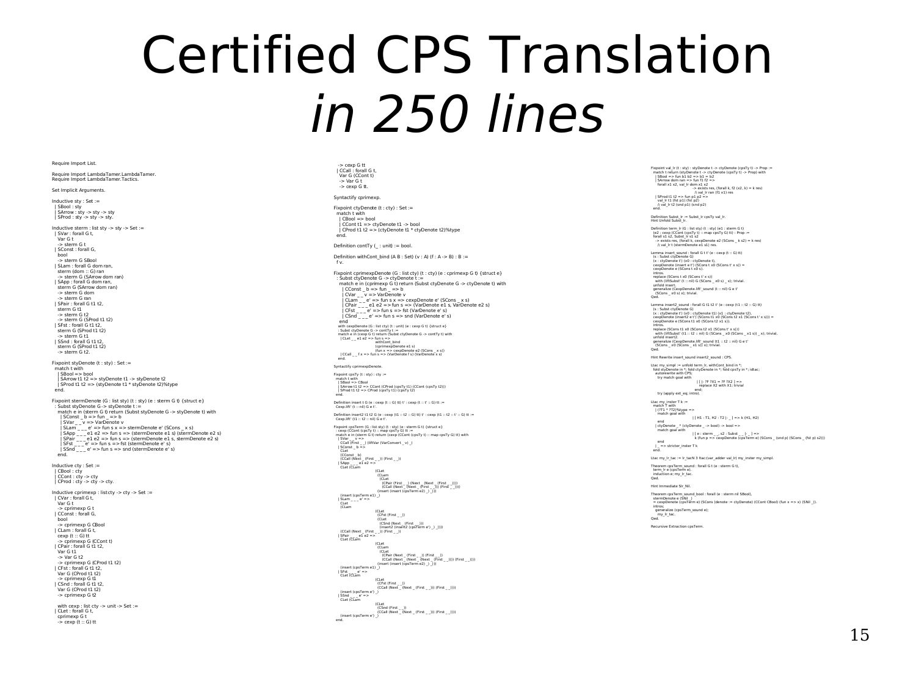# Certified CPS Translation *in 250 lines*

```
Require Import List.

Require Import LambdaTamer.LambdaTamer.
Require Import LambdaTamer.Tactics.

Set Implicit Arguments.

Inductive sty : Set :=
  | SBool : sty
  | SArrow : sty -> sty -> sty
  | SProd : sty -> sty -> sty.

Inductive sterm : list sty -> sty -> Set :=
  | SVar : forall G t,
    Var G t
    -> sterm G t
  | SConst : forall G,
    bool
    -> sterm G SBool
  | SLam : forall G dom ran,
    sterm (dom :: G) ran
    -> sterm G (SArrow dom ran)
  | SApp : forall G dom ran,
    sterm G (SArrow dom ran)
    -> sterm G dom
    -> sterm G ran
  | SPair : forall G t1 t2,
    sterm G t1
    -> sterm G t2
    -> sterm G (SProd t1 t2)
  | SFst : forall G t1 t2,
    sterm G (SProd t1 t2)
    -> sterm G t1
  | SSnd : forall G t1 t2,
    sterm G (SProd t1 t2)
    -> sterm G t2.

Fixpoint styDenote (t : sty) : Set :=
  match t with
    | SBool => bool
    | SArrow t1 t2 => styDenote t1 -> styDenote t2
    | SProd t1 t2 => (styDenote t1 * styDenote t2)%type
  end.

Fixpoint stermDenote (G : list sty) (t : sty) (e : sterm G t) {struct e}
  : Subst styDenote G -> styDenote t :=
  match e in (sterm G t) return (Subst styDenote G -> styDenote t) with
    | SConst _ b => fun _ => b
    | SVar _ _ v => VarDenote v
    | SLam _ _ _ e' => fun s x => stermDenote e' (SCons _ x s)
    | SApp _ _ _ e1 e2 => fun s => (stermDenote e1 s) (stermDenote e2 s)
    | SPair _ _ _ e1 e2 => fun s => (stermDenote e1 s, stermDenote e2 s)
    | SFst _ _ _ e' => fun s => fst (stermDenote e' s)
    | SSnd _ _ _ e' => fun s => snd (stermDenote e' s)
  end.

Inductive cty : Set :=
  | CBool : cty
  | CCont : cty -> cty
  | CProd : cty -> cty -> cty.

Inductive cprimexp : list cty -> cty -> Set :=
  | CVar : forall G t,
    Var G t
    -> cprimexp G t
  | CConst : forall G,
    bool
    -> cprimexp G CBool
  | CLam : forall G t,
    cexp (t :: G) tt
    -> cprimexp G (CCont t)
  | CPair : forall G t1 t2,
    Var G t1
    -> Var G t2
    -> cprimexp G (CProd t1 t2)
  | CFst : forall G t1 t2,
    Var G (CProd t1 t2)
    -> cprimexp G t1
  | CSnd : forall G t1 t2,
    Var G (CProd t1 t2)
    -> cprimexp G t2

  with cexp : list cty -> unit -> Set :=
  | CLet : forall G t,
    cprimexp G t
    -> cexp (t :: G) tt
    -> cexp G tt
  | CCall : forall G t,
    Var G (CCont t)
    -> Var G t
    -> cexp G tt.

Syntactify cprimexp.

Fixpoint ctyDenote (t : cty) : Set :=
  match t with
    | CBool => bool
    | CCont t1 => ctyDenote t1 -> bool
    | CProd t1 t2 => (ctyDenote t1 * ctyDenote t2)%type
  end.

Definition contTy (_ : unit) := bool.

Definition withCont_bind (A B : Set) (v : A) (f : A -> B) : B :=
  f v.

Fixpoint cprimexpDenote (G : list cty) (t : cty) (e : cprimexp G t) {struct e}
  : Subst ctyDenote G -> ctyDenote t :=
  match e in (cprimexp G t) return (Subst ctyDenote G -> ctyDenote t) with
    | CConst _ b => fun _ => b
    | CVar _ _ v => VarDenote v
    | CLam _ _ e' => fun s x => cexpDenote e' (SCons _ x s)
    | CPair _ _ _ e1 e2 => fun s => (VarDenote e1 s, VarDenote e2 s)
    | CFst _ _ _ e' => fun s => fst (VarDenote e' s)
    | CSnd _ _ _ e' => fun s => snd (VarDenote e' s)
  end
  with cexpDenote (G : list cty) (t : unit) (e : cexp G t) {struct e}
  : Subst ctyDenote G -> contTy t :=
  match e in (cexp G t) return (Subst ctyDenote G -> contTy t) with
    | CLet _ _ e1 e2 => fun s =>
                          withCont_bind
                          (cprimexpDenote e1 s)
                          (fun x => cexpDenote e2 (SCons _ x s))
    | CCall _ _ f x => fun s => (VarDenote f s) (VarDenote x s)
  end.

Syntactify cprimexpDenote.

Fixpoint cpsTy (t : sty) : cty :=
  match t with
    | SBool => CBool
    | SArrow t1 t2 => CCont (CProd (cpsTy t1) (CCont (cpsTy t2)))
    | SProd t1 t2 => CProd (cpsTy t1) (cpsTy t2)
  end.

Definition insert1 t G (e : cexp (t :: G) tt) t' : cexp (t :: t' :: G) tt :=
  Cexp.lift' (t :: nil) G e t'.

Definition insert2 t1 t2 G (e : cexp (t1 :: t2 :: G) tt) t' : cexp (t1 :: t2 :: t' :: G) tt :=
  Cexp.lift' (t1 :: t2 :: nil) G e t'.

Fixpoint cpsTerm (G : list sty) (t : sty) (e : sterm G t) {struct e}
  : cexp (CCont (cpsTy t) :: map cpsTy G) tt :=
  match e in (sterm G t) return (cexp (CCont (cpsTy t) :: map cpsTy G) tt) with
    | SVar _ _ v =>
      CCall (First _ _) (liftVar (VarConvert _ v) _)
    | SConst _ b =>
      CLet
      (CConst _ b)
      (CCall (Next _ (First _ _)) (First _ _))
    | SApp _ _ _ e1 e2 =>
      CLet (CLam
                        (CLet
                          (CLam
                            (CLet
                              (CPair (First _ _) (Next _ (Next _ (First _ _))))
                              (CCall (Next _ (Next _ (First _ _))) (First _ _))))
                          (insert (insert (cpsTerm e2) _) _)))
      (insert (cpsTerm e1) _)
    | SLam _ _ _ e' =>
      CLet
      (CLam
                        (CLet
                          (CFst (First _ _))
                          (CLet
                            (CSnd (Next _ (First _ _)))
                            (insert2 (insert2 (cpsTerm e') _) _))))
      (CCall (Next _ (First _ _)) (First _ _))
    | SPair _ _ _ e1 e2 =>
      CLet (CLam
                        (CLet
                          (CLam
                            (CLet
                              (CPair (Next _ (First _ _)) (First _ _))
                              (CCall (Next _ (Next _ (First _ _)))) (First _ _))))
                          (insert (insert (cpsTerm e2) _) _)))
      (insert (cpsTerm e1) _)
    | SFst _ _ _ e' =>
      CLet (CLam
                        (CLet
                          (CFst (First _ _))
                          (CCall (Next _ (Next _ (First _ _))) (First _ _))))
      (insert (cpsTerm e') _)
    | SSnd _ _ _ e' =>
      CLet (CLam
                        (CLet
                          (CSnd (First _ _))
                          (CCall (Next _ (Next _ (First _ _))) (First _ _))))
      (insert (cpsTerm e') _)
  end.

Fixpoint val_lr (t : sty) : styDenote t -> ctyDenote (cpsTy t) -> Prop :=
  match t return (styDenote t -> ctyDenote (cpsTy t) -> Prop) with
    | SBool => fun b1 b2 => b1 = b2
    | SArrow dom ran => fun f1 f2 =>
      forall x1 x2, val_lr dom x1 x2
                        -> exists res, (forall k, f2 (x2, k) = k res)
                          /\ val_lr ran (f1 x1) res
    | SProd t1 t2 => fun p1 p2 =>
      val_lr t1 (fst p1) (fst p2)
      /\ val_lr t2 (snd p1) (snd p2)
  end.

Definition Subst_lr := Subst_lr cpsTy val_lr.
Hint Unfold Subst_lr.

Definition term_lr (G : list sty) (t : sty) (e1 : sterm G t)
  (e2 : cexp (CCont (cpsTy t) :: map cpsTy G) tt) : Prop :=
  forall s1 s2, Subst_lr s1 s2
  -> exists res, (forall k, cexpDenote e2 (SCons _ k s2) = k res)
  /\ val_lr t (stermDenote e1 s1) res.

Lemma insert_sound : forall G t t' (e : cexp (t :: G) tt)
  (s : Subst ctyDenote G)
  (x : ctyDenote t') (x0 : ctyDenote t),
  cexpDenote (insert e t') (SCons t x0 (SCons t' x s)) =
  cexpDenote e (SCons t x0 s).
  intros.
  replace (SCons t x0 (SCons t' x s))
    with (liftSubst' (t :: nil) G (SCons _ x0 s) _ x); trivial.
  unfold insert.
  generalize (Cexp.lift'_sound (t :: nil) G e t'
    (SCons _ x0 s) x); trivial.
Qed.

Lemma insert2_sound : forall G t1 t2 t' (e : cexp (t1 :: t2 :: G) tt)
  (s : Subst ctyDenote G)
  (x : ctyDenote t') (x0 : ctyDenote t1) (x1 : ctyDenote t2),
  cexpDenote (insert2 e t') (SCons t1 x0 (SCons t2 x1 (SCons t' x s))) =
  cexpDenote e (SCons t1 x0 (SCons t2 x1 s)).
  intros.
  replace (SCons t1 x0 (SCons t2 x1 (SCons t' x s)))
    with (liftSubst' (t1 :: t2 :: nil) G (SCons _ x0 (SCons _ x1 s)) _ x); trivial.
  unfold insert2.
  generalize (Cexp.lift'_sound (t1 :: t2 :: nil) G e t'
    (SCons _ x0 (SCons _ x1 s)) x); trivial.
Qed.

Hint Rewrite insert_sound insert2_sound : CPS.

Ltac my_simpl := unfold term_lr, withCont_bind in *;
  fold styDenote in *; fold ctyDenote in *; fold cpsTy in *; idtac;
    autorewrite with CPS;
    try match goal with
                        | [ |- ?F ?X1 = ?F ?X2 ] =>
                          replace X2 with X1; trivial
                      end;
    try (apply ext_eq; intro).

Ltac my_inster T k :=
  match T with
    | (?T1 * ?T2)%type =>
      match goal with
                        | [ H1 : T1, H2 : T2 |- _ ] => k (H1, H2)
      end
    | ctyDenote _ * (ctyDenote _ -> bool) -> bool =>
      match goal with
                        | [ e : sterm _ _, s2 : Subst _ _ |- _ ] =>
                          k (fun p => cexpDenote (cpsTerm e) (SCons _ (snd p) (SCons _ (fst p) s2)))
      end
    | _ => stricter_inster T k
  end.

Ltac my_lr_tac := lr_tacN 3 ltac:(var_adder val_lr) my_inster my_simpl.

Theorem cpsTerm_sound : forall G t (e : sterm G t),
  term_lr e (cpsTerm e).
  induction e; my_lr_tac.
Qed.

Hint Immediate SIr_Nil.

Theorem cpsTerm_sound_bool : forall (e : sterm nil SBool),
  stermDenote e (SNil _)
  = cexpDenote (cpsTerm e) (SCons (denote := ctyDenote) (CCont CBool) (fun x => x) (SNil _)).
  intros;
    generalize (cpsTerm_sound e);
      my_lr_tac.
Qed.

Recursive Extraction cpsTerm.
```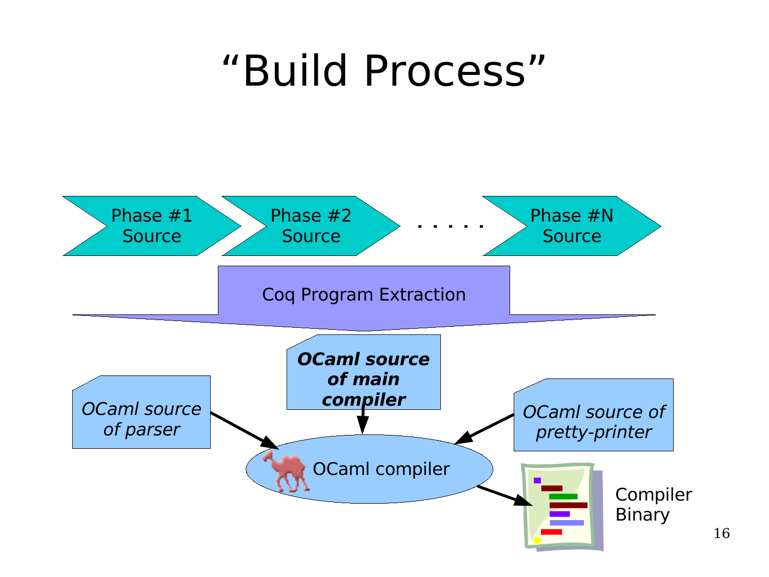# "Build Process"

Phase #1 Source → Phase #2 Source → . . . . . → Phase #N Source

Coq Program Extraction

***OCaml source of main compiler***

*OCaml source of parser*

*OCaml source of pretty-printer*

OCaml compiler

Compiler Binary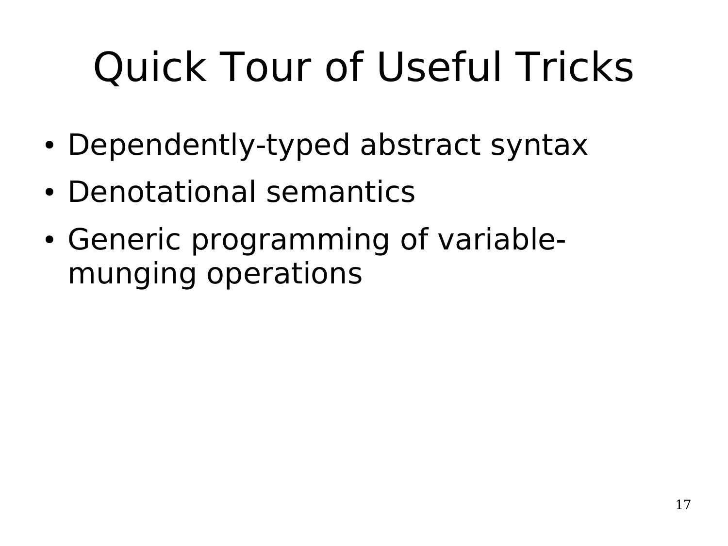# Quick Tour of Useful Tricks

- Dependently-typed abstract syntax
- Denotational semantics
- Generic programming of variable-munging operations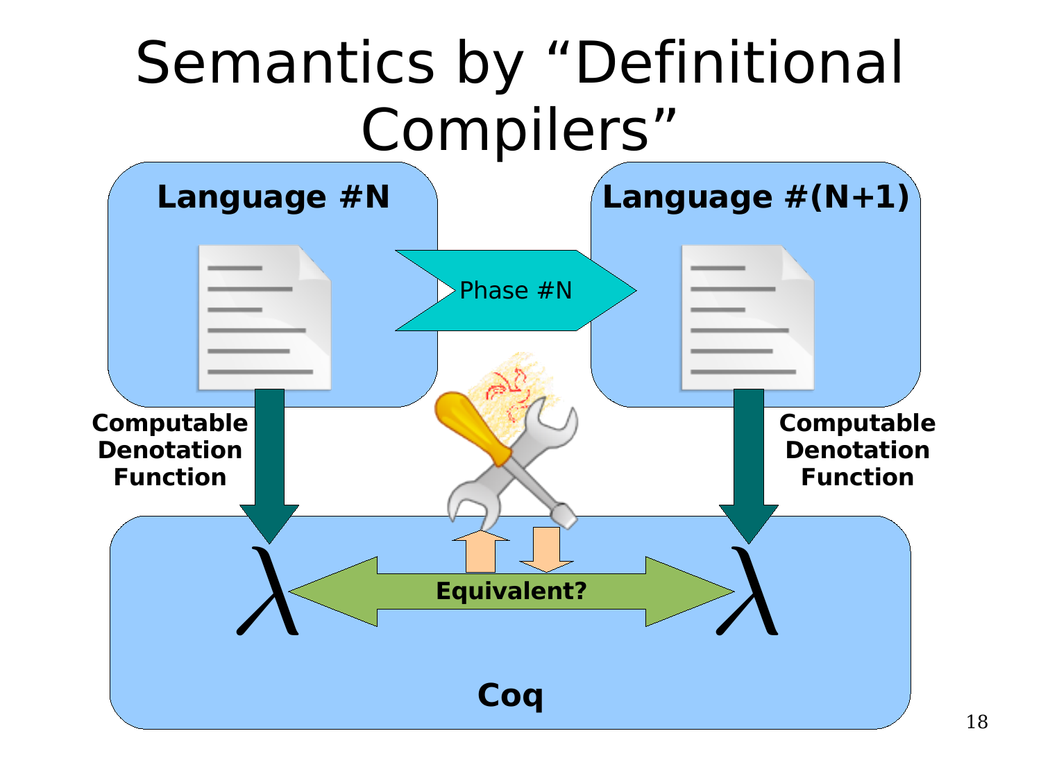# Semantics by "Definitional Compilers"

**Language #N**

Phase #N

**Language #(N+1)**

**Computable Denotation Function**

**Computable Denotation Function**

$\lambda$ **Equivalent?** $\lambda$

**Coq**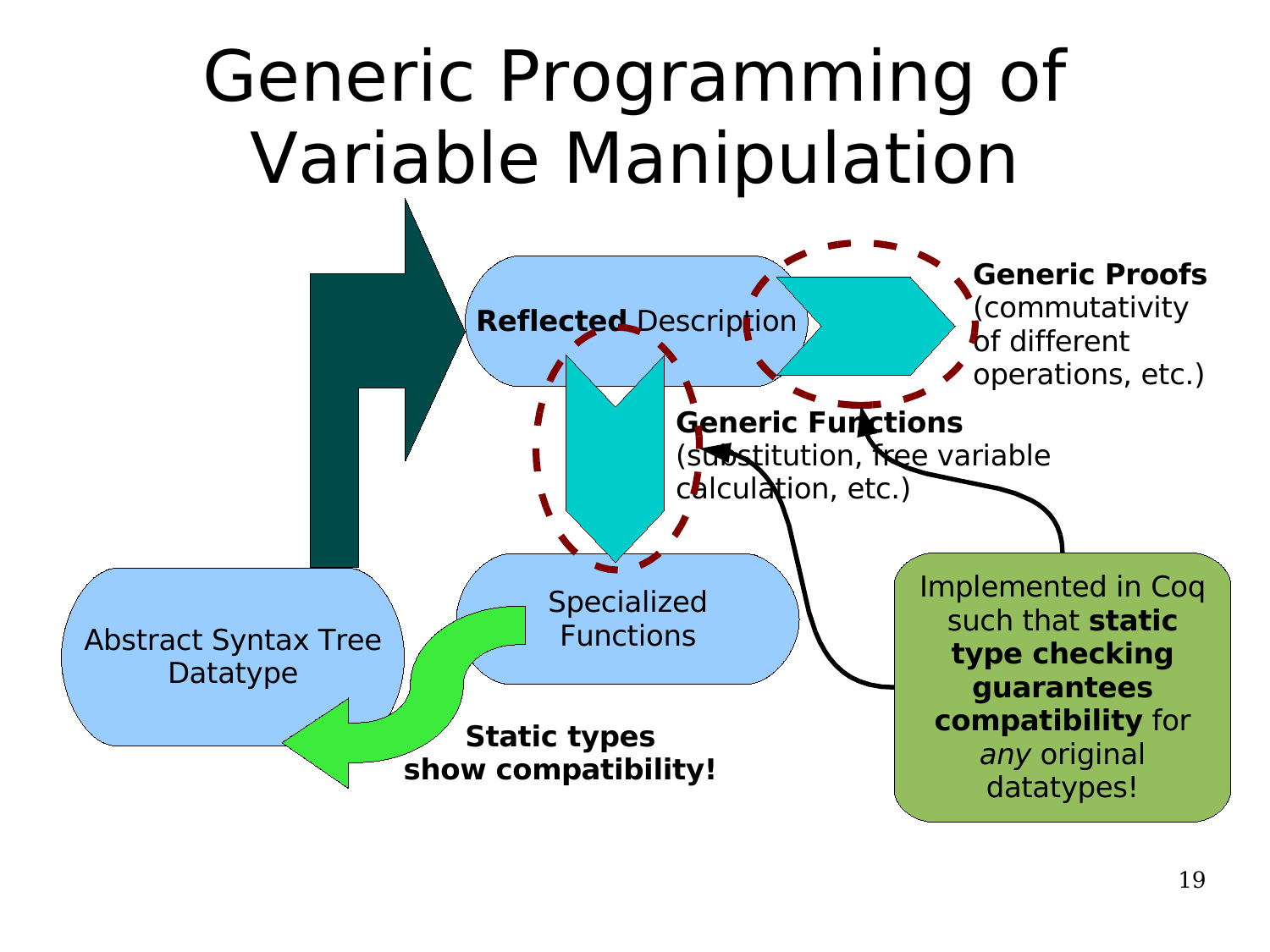# Generic Programming of Variable Manipulation

Reflected Description

**Generic Proofs** (commutativity of different operations, etc.)

**Generic Functions** (substitution, free variable calculation, etc.)

Abstract Syntax Tree Datatype

Specialized Functions

**Static types show compatibility!**

Implemented in Coq such that **static type checking guarantees compatibility** for *any* original datatypes!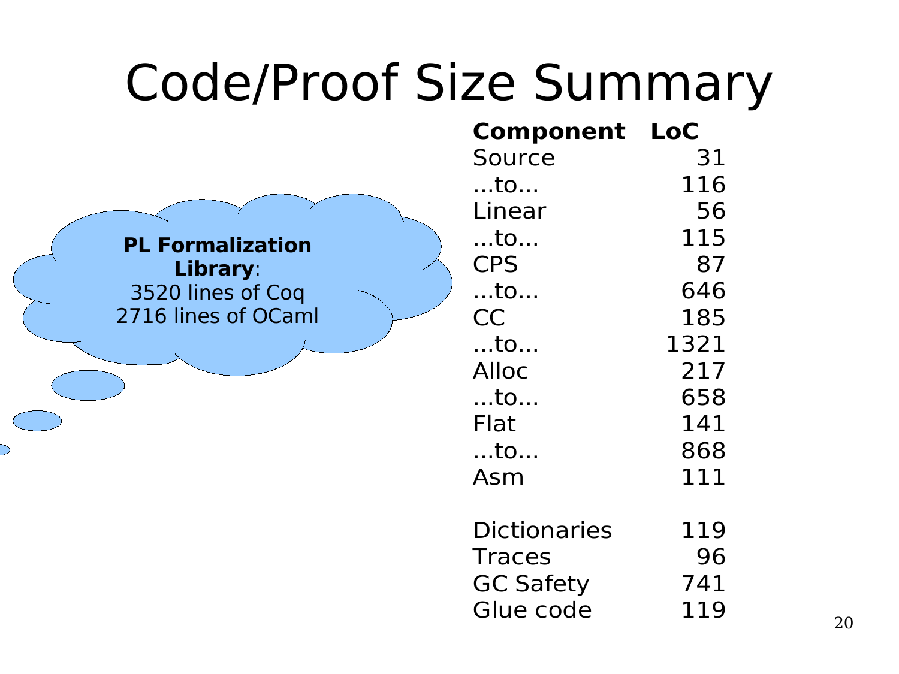# Code/Proof Size Summary

**PL Formalization Library**:
3520 lines of Coq
2716 lines of OCaml

| Component | LoC |
|---|---|
| Source | 31 |
| ...to... | 116 |
| Linear | 56 |
| ...to... | 115 |
| CPS | 87 |
| ...to... | 646 |
| CC | 185 |
| ...to... | 1321 |
| Alloc | 217 |
| ...to... | 658 |
| Flat | 141 |
| ...to... | 868 |
| Asm | 111 |
| | |
| Dictionaries | 119 |
| Traces | 96 |
| GC Safety | 741 |
| Glue code | 119 |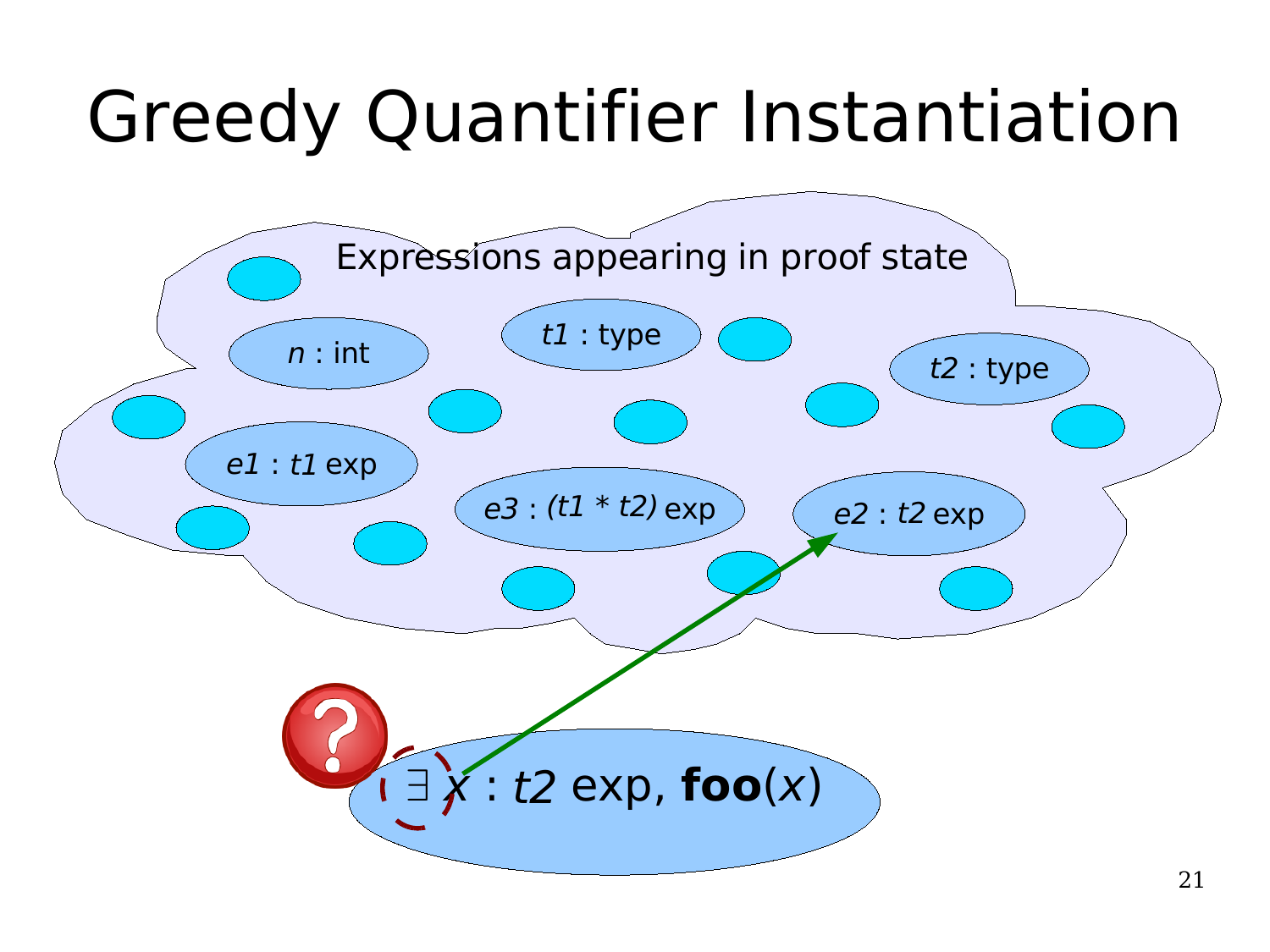# Greedy Quantifier Instantiation

Expressions appearing in proof state

*n* : int

*t1* : type

*t2* : type

*e1* : *t1* exp

*e3* : *(t1 * t2)* exp

*e2* : *t2* exp

$\exists$ *x* : *t2* exp, **foo**(*x*)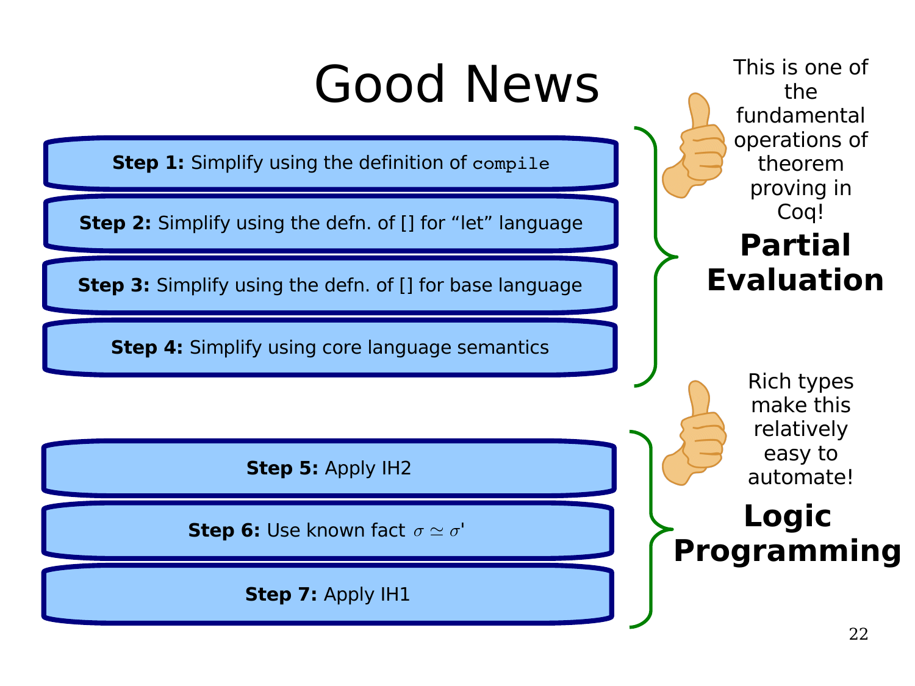# Good News

**Step 1:** Simplify using the definition of `compile`

**Step 2:** Simplify using the defn. of [] for “let” language

**Step 3:** Simplify using the defn. of [] for base language

**Step 4:** Simplify using core language semantics

**Partial Evaluation**

This is one of the fundamental operations of theorem proving in Coq!

**Step 5:** Apply IH2

**Step 6:** Use known fact $\sigma \simeq \sigma'$

**Step 7:** Apply IH1

**Logic Programming**

Rich types make this relatively easy to automate!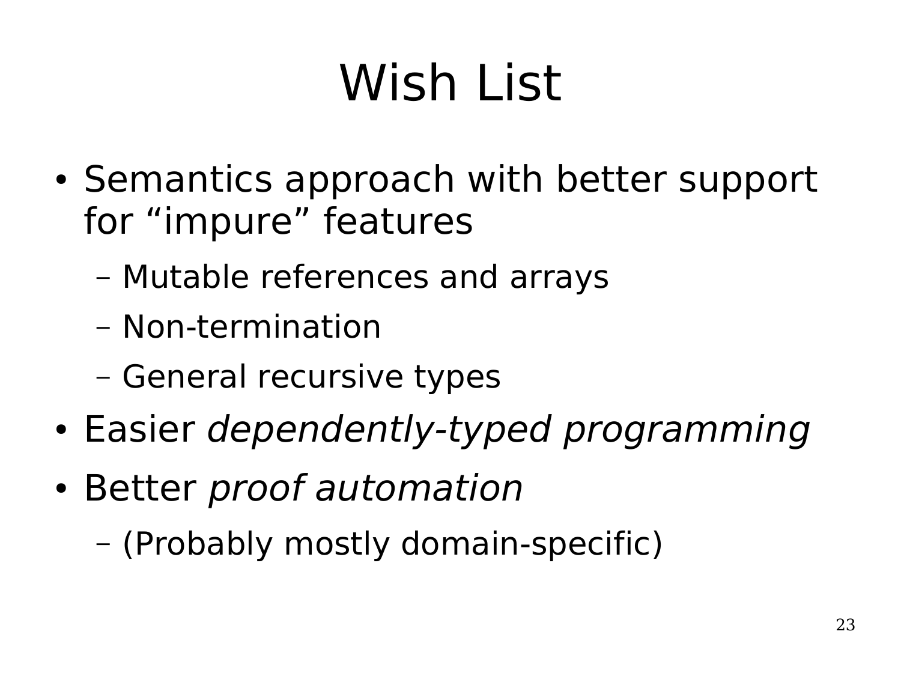# Wish List

- Semantics approach with better support for “impure” features
  - Mutable references and arrays
  - Non-termination
  - General recursive types
- Easier *dependently-typed programming*
- Better *proof automation*
  - (Probably mostly domain-specific)